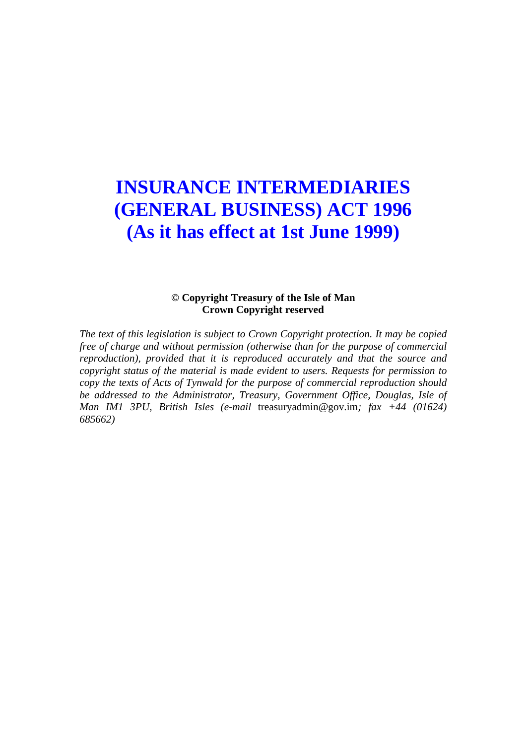# INSURANCE INTERMEDIARIES (GENERAL BUSINESS) ACT 1996 (As it has effect at 1st June 1999)

**© Copyright Treasury of the Isle of Man**
**Crown Copyright reserved**

*The text of this legislation is subject to Crown Copyright protection. It may be copied free of charge and without permission (otherwise than for the purpose of commercial reproduction), provided that it is reproduced accurately and that the source and copyright status of the material is made evident to users. Requests for permission to copy the texts of Acts of Tynwald for the purpose of commercial reproduction should be addressed to the Administrator, Treasury, Government Office, Douglas, Isle of Man IM1 3PU, British Isles (e-mail* treasuryadmin@gov.im*; fax +44 (01624) 685662)*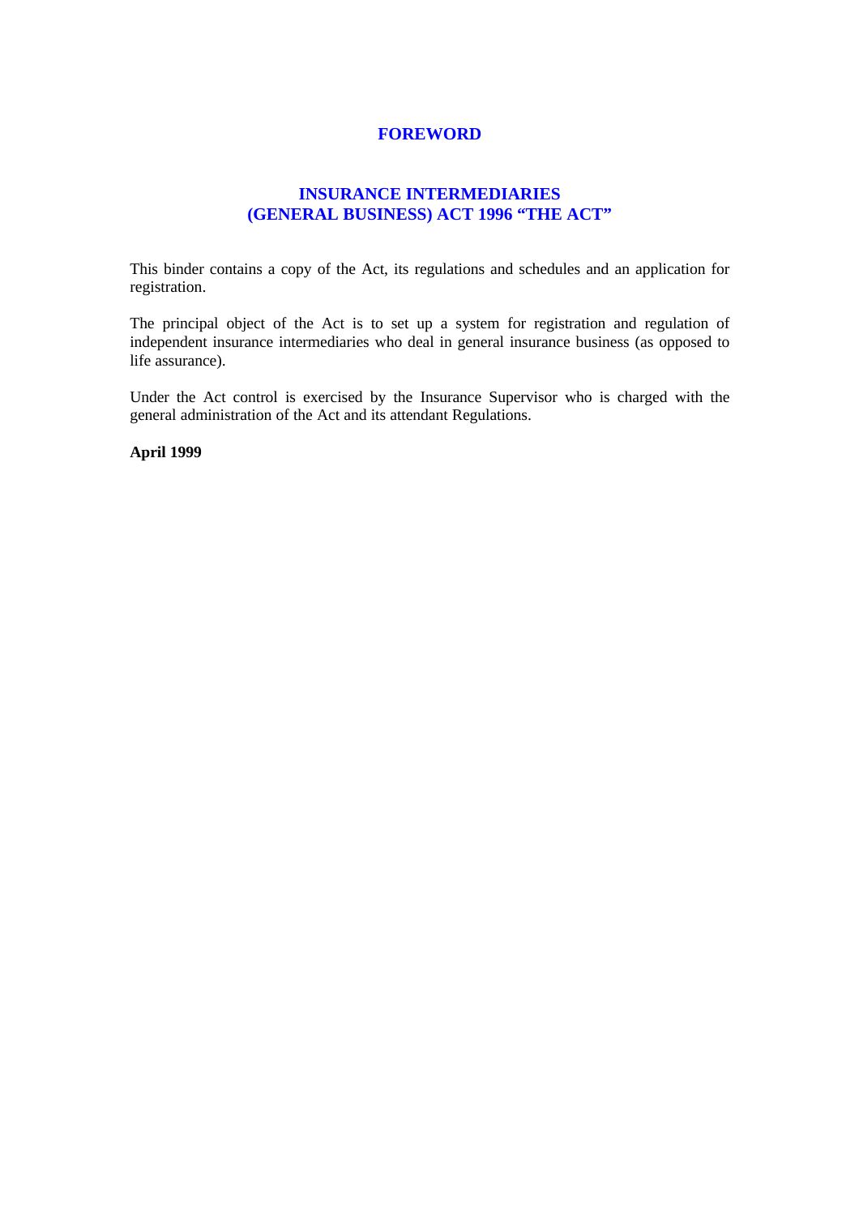# FOREWORD

## INSURANCE INTERMEDIARIES (GENERAL BUSINESS) ACT 1996 "THE ACT"

This binder contains a copy of the Act, its regulations and schedules and an application for registration.

The principal object of the Act is to set up a system for registration and regulation of independent insurance intermediaries who deal in general insurance business (as opposed to life assurance).

Under the Act control is exercised by the Insurance Supervisor who is charged with the general administration of the Act and its attendant Regulations.

**April 1999**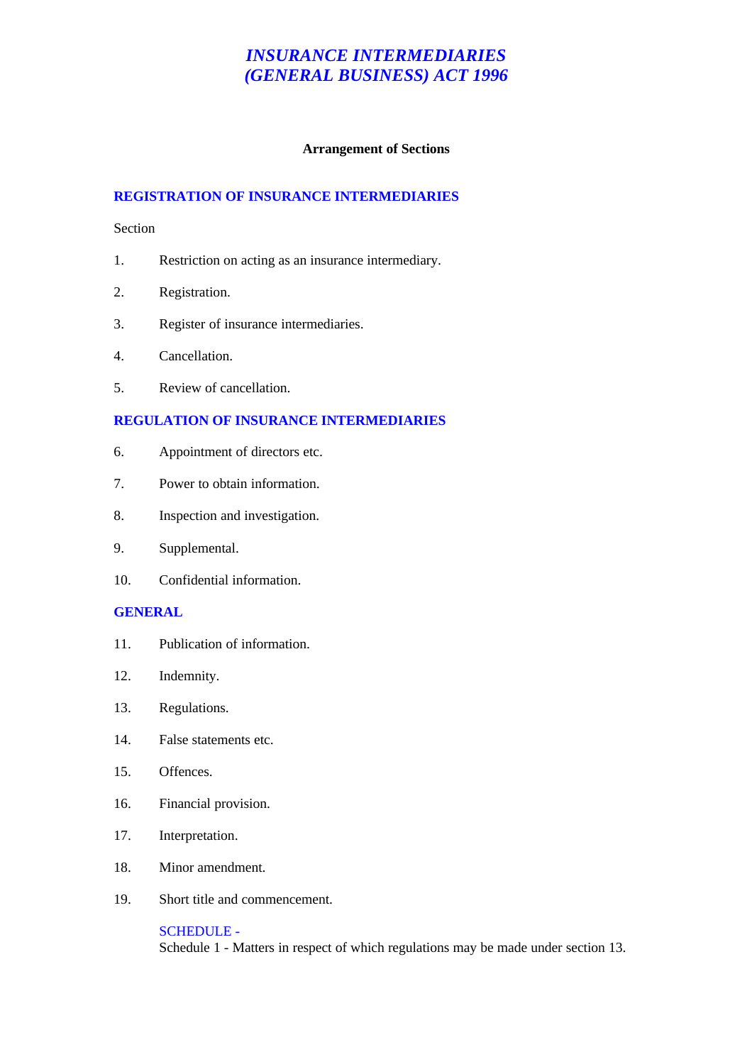# *INSURANCE INTERMEDIARIES (GENERAL BUSINESS) ACT 1996*

**Arrangement of Sections**

## REGISTRATION OF INSURANCE INTERMEDIARIES

Section

1. Restriction on acting as an insurance intermediary.
2. Registration.
3. Register of insurance intermediaries.
4. Cancellation.
5. Review of cancellation.

## REGULATION OF INSURANCE INTERMEDIARIES

6. Appointment of directors etc.
7. Power to obtain information.
8. Inspection and investigation.
9. Supplemental.
10. Confidential information.

## GENERAL

11. Publication of information.
12. Indemnity.
13. Regulations.
14. False statements etc.
15. Offences.
16. Financial provision.
17. Interpretation.
18. Minor amendment.
19. Short title and commencement.

SCHEDULE -
Schedule 1 - Matters in respect of which regulations may be made under section 13.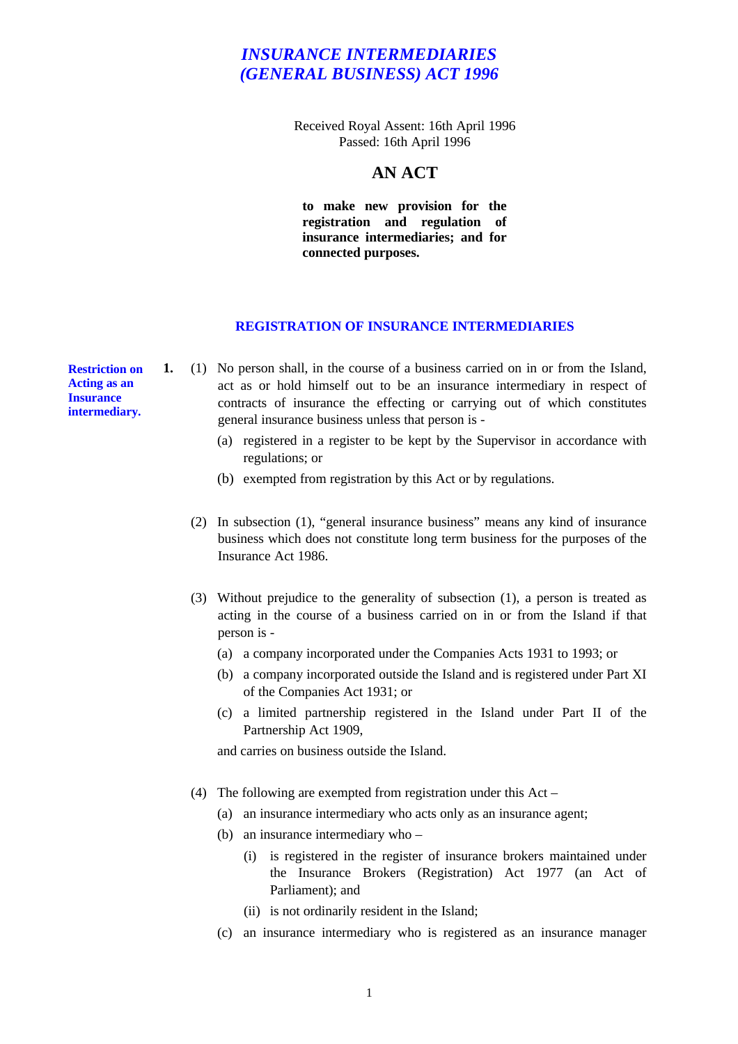# *INSURANCE INTERMEDIARIES (GENERAL BUSINESS) ACT 1996*

Received Royal Assent: 16th April 1996
Passed: 16th April 1996

## AN ACT

**to make new provision for the registration and regulation of insurance intermediaries; and for connected purposes.**

### REGISTRATION OF INSURANCE INTERMEDIARIES

**Restriction on Acting as an Insurance intermediary.**

**1.** (1) No person shall, in the course of a business carried on in or from the Island, act as or hold himself out to be an insurance intermediary in respect of contracts of insurance the effecting or carrying out of which constitutes general insurance business unless that person is -

(a) registered in a register to be kept by the Supervisor in accordance with regulations; or

(b) exempted from registration by this Act or by regulations.

(2) In subsection (1), "general insurance business" means any kind of insurance business which does not constitute long term business for the purposes of the Insurance Act 1986.

(3) Without prejudice to the generality of subsection (1), a person is treated as acting in the course of a business carried on in or from the Island if that person is -

(a) a company incorporated under the Companies Acts 1931 to 1993; or

(b) a company incorporated outside the Island and is registered under Part XI of the Companies Act 1931; or

(c) a limited partnership registered in the Island under Part II of the Partnership Act 1909,

and carries on business outside the Island.

(4) The following are exempted from registration under this Act –

(a) an insurance intermediary who acts only as an insurance agent;

(b) an insurance intermediary who –

(i) is registered in the register of insurance brokers maintained under the Insurance Brokers (Registration) Act 1977 (an Act of Parliament); and

(ii) is not ordinarily resident in the Island;

(c) an insurance intermediary who is registered as an insurance manager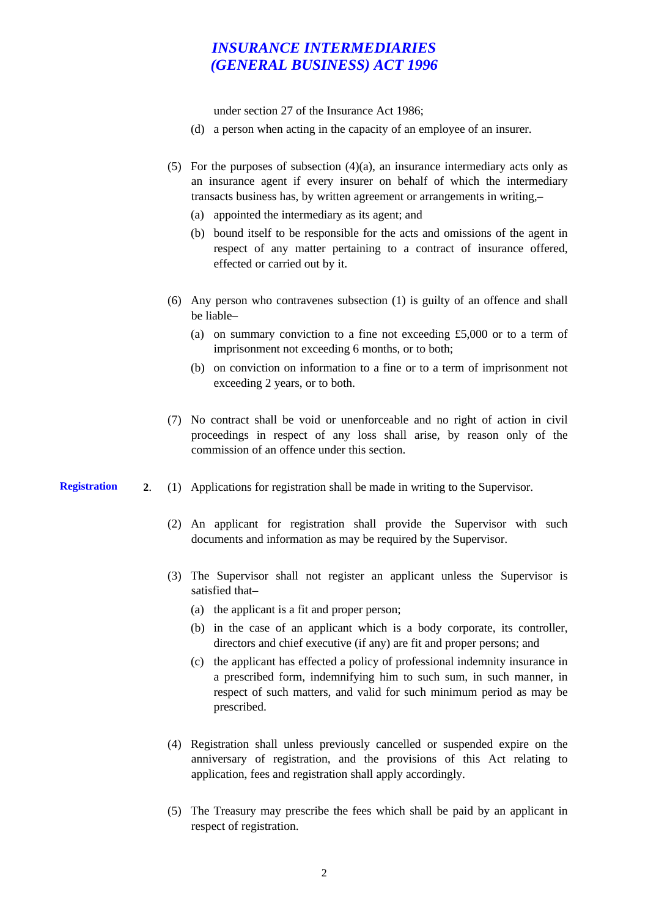under section 27 of the Insurance Act 1986;

(d) a person when acting in the capacity of an employee of an insurer.

(5) For the purposes of subsection (4)(a), an insurance intermediary acts only as an insurance agent if every insurer on behalf of which the intermediary transacts business has, by written agreement or arrangements in writing,–

(a) appointed the intermediary as its agent; and

(b) bound itself to be responsible for the acts and omissions of the agent in respect of any matter pertaining to a contract of insurance offered, effected or carried out by it.

(6) Any person who contravenes subsection (1) is guilty of an offence and shall be liable–

(a) on summary conviction to a fine not exceeding £5,000 or to a term of imprisonment not exceeding 6 months, or to both;

(b) on conviction on information to a fine or to a term of imprisonment not exceeding 2 years, or to both.

(7) No contract shall be void or unenforceable and no right of action in civil proceedings in respect of any loss shall arise, by reason only of the commission of an offence under this section.

**Registration**

**2**. (1) Applications for registration shall be made in writing to the Supervisor.

(2) An applicant for registration shall provide the Supervisor with such documents and information as may be required by the Supervisor.

(3) The Supervisor shall not register an applicant unless the Supervisor is satisfied that–

(a) the applicant is a fit and proper person;

(b) in the case of an applicant which is a body corporate, its controller, directors and chief executive (if any) are fit and proper persons; and

(c) the applicant has effected a policy of professional indemnity insurance in a prescribed form, indemnifying him to such sum, in such manner, in respect of such matters, and valid for such minimum period as may be prescribed.

(4) Registration shall unless previously cancelled or suspended expire on the anniversary of registration, and the provisions of this Act relating to application, fees and registration shall apply accordingly.

(5) The Treasury may prescribe the fees which shall be paid by an applicant in respect of registration.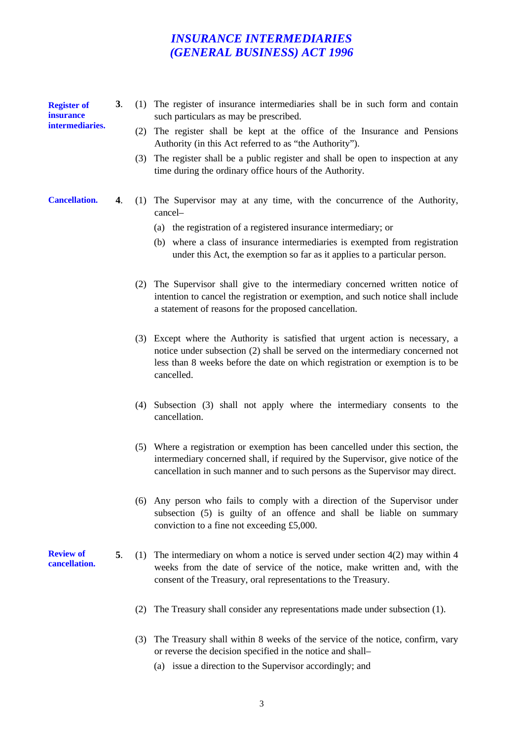**Register of insurance intermediaries.**

**3**. (1) The register of insurance intermediaries shall be in such form and contain such particulars as may be prescribed.

(2) The register shall be kept at the office of the Insurance and Pensions Authority (in this Act referred to as "the Authority").

(3) The register shall be a public register and shall be open to inspection at any time during the ordinary office hours of the Authority.

**Cancellation.**

**4**. (1) The Supervisor may at any time, with the concurrence of the Authority, cancel–

(a) the registration of a registered insurance intermediary; or

(b) where a class of insurance intermediaries is exempted from registration under this Act, the exemption so far as it applies to a particular person.

(2) The Supervisor shall give to the intermediary concerned written notice of intention to cancel the registration or exemption, and such notice shall include a statement of reasons for the proposed cancellation.

(3) Except where the Authority is satisfied that urgent action is necessary, a notice under subsection (2) shall be served on the intermediary concerned not less than 8 weeks before the date on which registration or exemption is to be cancelled.

(4) Subsection (3) shall not apply where the intermediary consents to the cancellation.

(5) Where a registration or exemption has been cancelled under this section, the intermediary concerned shall, if required by the Supervisor, give notice of the cancellation in such manner and to such persons as the Supervisor may direct.

(6) Any person who fails to comply with a direction of the Supervisor under subsection (5) is guilty of an offence and shall be liable on summary conviction to a fine not exceeding £5,000.

**Review of cancellation.**

**5**. (1) The intermediary on whom a notice is served under section 4(2) may within 4 weeks from the date of service of the notice, make written and, with the consent of the Treasury, oral representations to the Treasury.

(2) The Treasury shall consider any representations made under subsection (1).

(3) The Treasury shall within 8 weeks of the service of the notice, confirm, vary or reverse the decision specified in the notice and shall–

(a) issue a direction to the Supervisor accordingly; and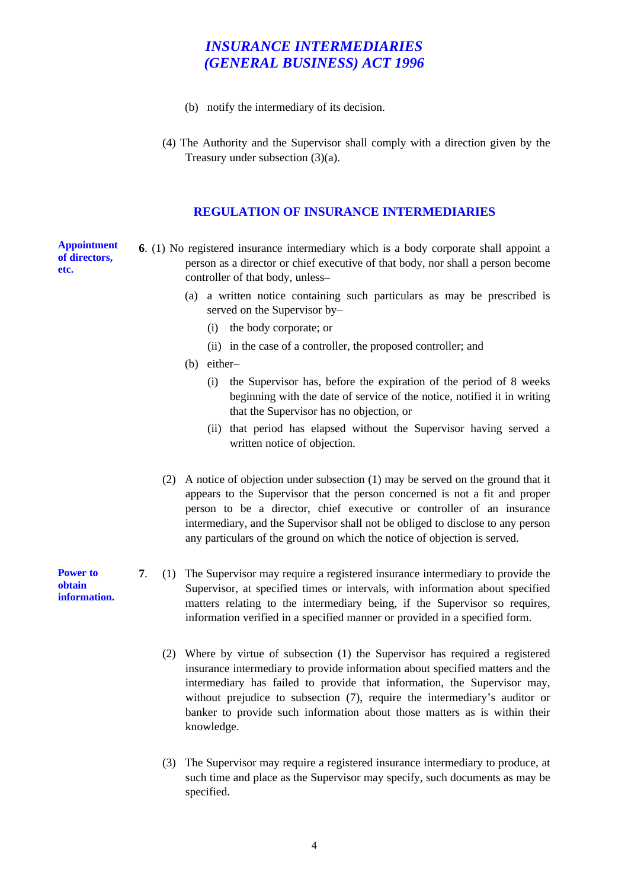(b) notify the intermediary of its decision.

(4) The Authority and the Supervisor shall comply with a direction given by the Treasury under subsection (3)(a).

## REGULATION OF INSURANCE INTERMEDIARIES

**Appointment of directors, etc.**

**6**. (1) No registered insurance intermediary which is a body corporate shall appoint a person as a director or chief executive of that body, nor shall a person become controller of that body, unless–

- (a) a written notice containing such particulars as may be prescribed is served on the Supervisor by–
  - (i) the body corporate; or
  - (ii) in the case of a controller, the proposed controller; and
- (b) either–
  - (i) the Supervisor has, before the expiration of the period of 8 weeks beginning with the date of service of the notice, notified it in writing that the Supervisor has no objection, or
  - (ii) that period has elapsed without the Supervisor having served a written notice of objection.

(2) A notice of objection under subsection (1) may be served on the ground that it appears to the Supervisor that the person concerned is not a fit and proper person to be a director, chief executive or controller of an insurance intermediary, and the Supervisor shall not be obliged to disclose to any person any particulars of the ground on which the notice of objection is served.

**Power to obtain information.**

**7**. (1) The Supervisor may require a registered insurance intermediary to provide the Supervisor, at specified times or intervals, with information about specified matters relating to the intermediary being, if the Supervisor so requires, information verified in a specified manner or provided in a specified form.

(2) Where by virtue of subsection (1) the Supervisor has required a registered insurance intermediary to provide information about specified matters and the intermediary has failed to provide that information, the Supervisor may, without prejudice to subsection (7), require the intermediary's auditor or banker to provide such information about those matters as is within their knowledge.

(3) The Supervisor may require a registered insurance intermediary to produce, at such time and place as the Supervisor may specify, such documents as may be specified.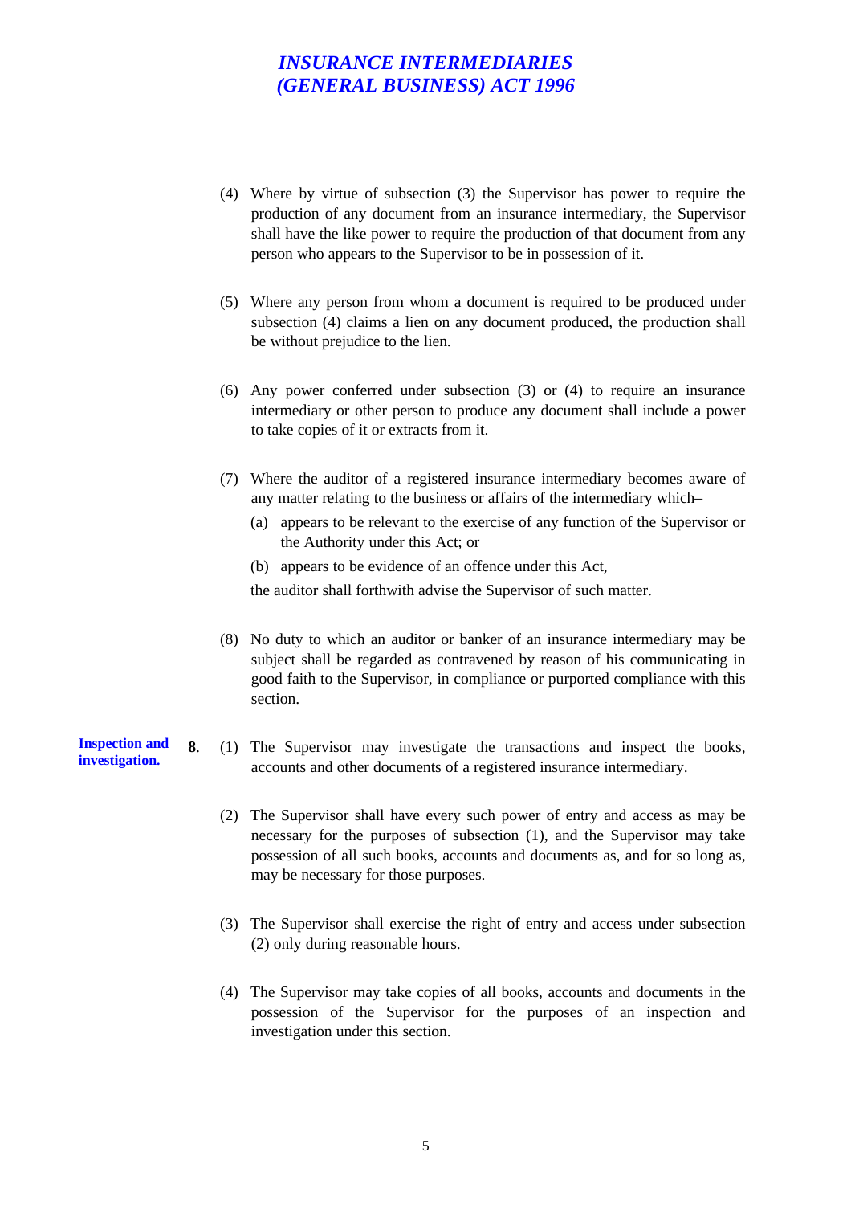(4) Where by virtue of subsection (3) the Supervisor has power to require the production of any document from an insurance intermediary, the Supervisor shall have the like power to require the production of that document from any person who appears to the Supervisor to be in possession of it.

(5) Where any person from whom a document is required to be produced under subsection (4) claims a lien on any document produced, the production shall be without prejudice to the lien.

(6) Any power conferred under subsection (3) or (4) to require an insurance intermediary or other person to produce any document shall include a power to take copies of it or extracts from it.

(7) Where the auditor of a registered insurance intermediary becomes aware of any matter relating to the business or affairs of the intermediary which–

(a) appears to be relevant to the exercise of any function of the Supervisor or the Authority under this Act; or

(b) appears to be evidence of an offence under this Act,

the auditor shall forthwith advise the Supervisor of such matter.

(8) No duty to which an auditor or banker of an insurance intermediary may be subject shall be regarded as contravened by reason of his communicating in good faith to the Supervisor, in compliance or purported compliance with this section.

**Inspection and investigation.**

**8**. (1) The Supervisor may investigate the transactions and inspect the books, accounts and other documents of a registered insurance intermediary.

(2) The Supervisor shall have every such power of entry and access as may be necessary for the purposes of subsection (1), and the Supervisor may take possession of all such books, accounts and documents as, and for so long as, may be necessary for those purposes.

(3) The Supervisor shall exercise the right of entry and access under subsection (2) only during reasonable hours.

(4) The Supervisor may take copies of all books, accounts and documents in the possession of the Supervisor for the purposes of an inspection and investigation under this section.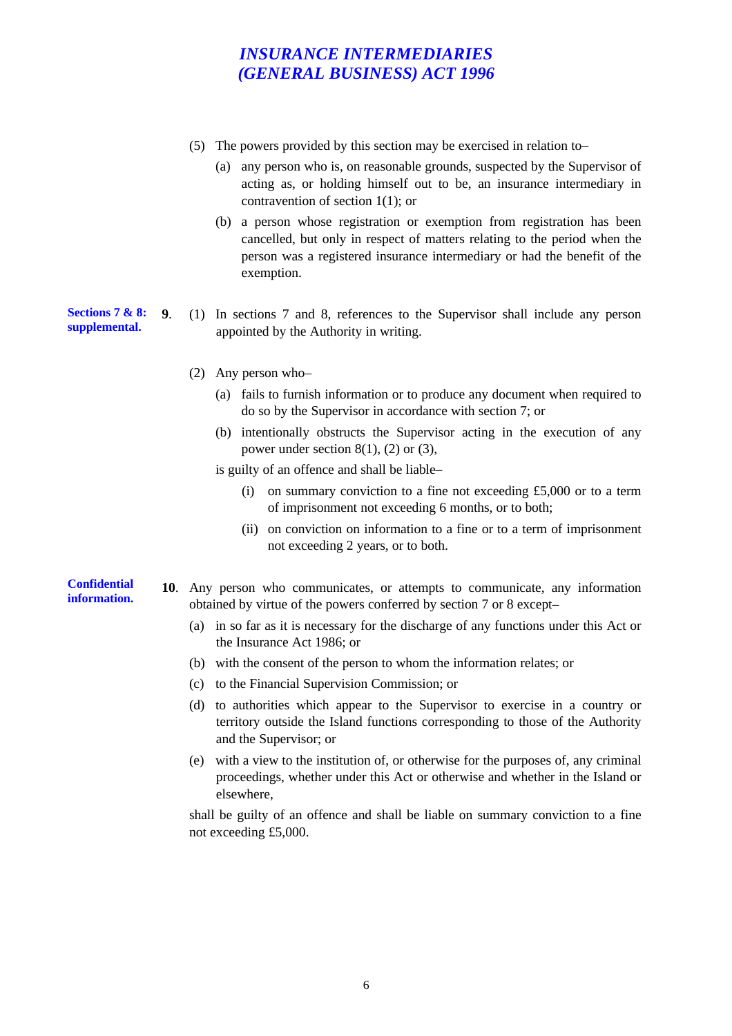(5) The powers provided by this section may be exercised in relation to–

(a) any person who is, on reasonable grounds, suspected by the Supervisor of acting as, or holding himself out to be, an insurance intermediary in contravention of section 1(1); or

(b) a person whose registration or exemption from registration has been cancelled, but only in respect of matters relating to the period when the person was a registered insurance intermediary or had the benefit of the exemption.

**Sections 7 & 8: supplemental.**

**9**. (1) In sections 7 and 8, references to the Supervisor shall include any person appointed by the Authority in writing.

(2) Any person who–

(a) fails to furnish information or to produce any document when required to do so by the Supervisor in accordance with section 7; or

(b) intentionally obstructs the Supervisor acting in the execution of any power under section 8(1), (2) or (3),

is guilty of an offence and shall be liable–

(i) on summary conviction to a fine not exceeding £5,000 or to a term of imprisonment not exceeding 6 months, or to both;

(ii) on conviction on information to a fine or to a term of imprisonment not exceeding 2 years, or to both.

**Confidential information.**

**10**. Any person who communicates, or attempts to communicate, any information obtained by virtue of the powers conferred by section 7 or 8 except–

(a) in so far as it is necessary for the discharge of any functions under this Act or the Insurance Act 1986; or

(b) with the consent of the person to whom the information relates; or

(c) to the Financial Supervision Commission; or

(d) to authorities which appear to the Supervisor to exercise in a country or territory outside the Island functions corresponding to those of the Authority and the Supervisor; or

(e) with a view to the institution of, or otherwise for the purposes of, any criminal proceedings, whether under this Act or otherwise and whether in the Island or elsewhere,

shall be guilty of an offence and shall be liable on summary conviction to a fine not exceeding £5,000.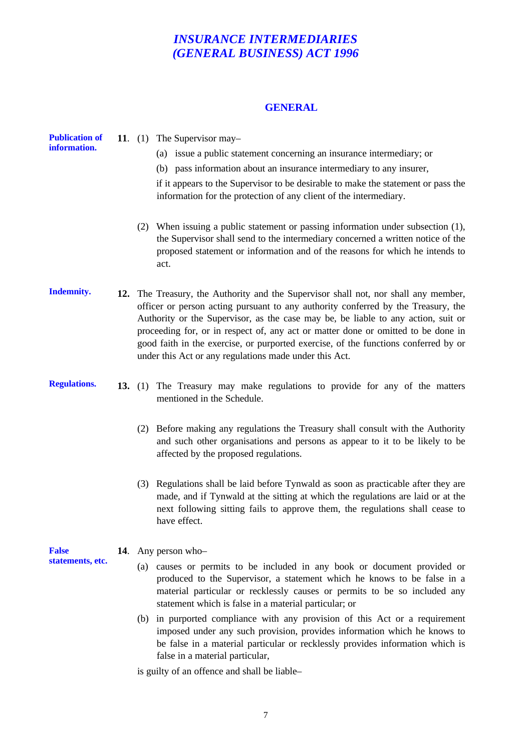## GENERAL

**Publication of information.**

**11**. (1) The Supervisor may–

(a) issue a public statement concerning an insurance intermediary; or

(b) pass information about an insurance intermediary to any insurer,

if it appears to the Supervisor to be desirable to make the statement or pass the information for the protection of any client of the intermediary.

(2) When issuing a public statement or passing information under subsection (1), the Supervisor shall send to the intermediary concerned a written notice of the proposed statement or information and of the reasons for which he intends to act.

**Indemnity.**

**12.** The Treasury, the Authority and the Supervisor shall not, nor shall any member, officer or person acting pursuant to any authority conferred by the Treasury, the Authority or the Supervisor, as the case may be, be liable to any action, suit or proceeding for, or in respect of, any act or matter done or omitted to be done in good faith in the exercise, or purported exercise, of the functions conferred by or under this Act or any regulations made under this Act.

**Regulations.**

**13.** (1) The Treasury may make regulations to provide for any of the matters mentioned in the Schedule.

(2) Before making any regulations the Treasury shall consult with the Authority and such other organisations and persons as appear to it to be likely to be affected by the proposed regulations.

(3) Regulations shall be laid before Tynwald as soon as practicable after they are made, and if Tynwald at the sitting at which the regulations are laid or at the next following sitting fails to approve them, the regulations shall cease to have effect.

**False statements, etc.**

**14**. Any person who–

(a) causes or permits to be included in any book or document provided or produced to the Supervisor, a statement which he knows to be false in a material particular or recklessly causes or permits to be so included any statement which is false in a material particular; or

(b) in purported compliance with any provision of this Act or a requirement imposed under any such provision, provides information which he knows to be false in a material particular or recklessly provides information which is false in a material particular,

is guilty of an offence and shall be liable–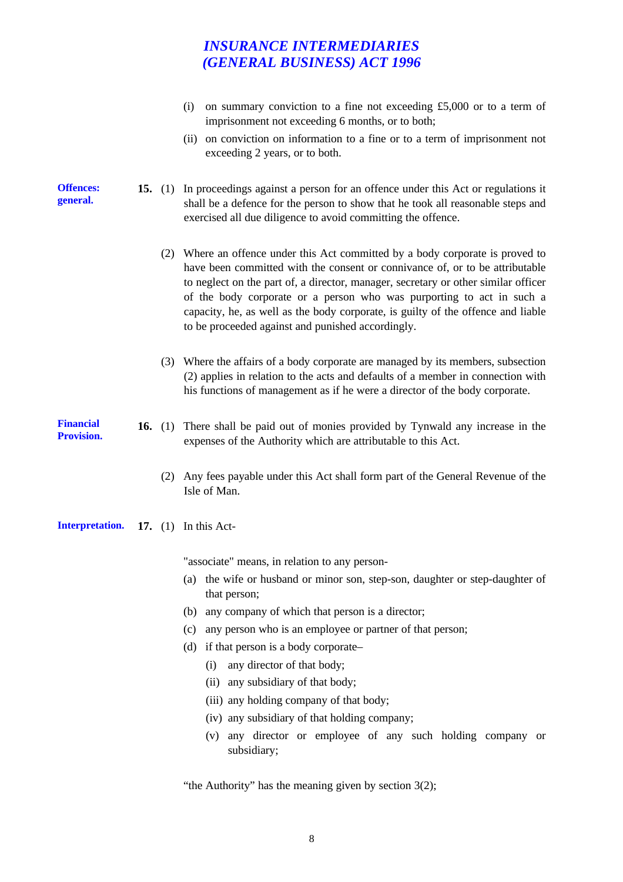(i) on summary conviction to a fine not exceeding £5,000 or to a term of imprisonment not exceeding 6 months, or to both;

(ii) on conviction on information to a fine or to a term of imprisonment not exceeding 2 years, or to both.

**Offences: general.**

**15.** (1) In proceedings against a person for an offence under this Act or regulations it shall be a defence for the person to show that he took all reasonable steps and exercised all due diligence to avoid committing the offence.

(2) Where an offence under this Act committed by a body corporate is proved to have been committed with the consent or connivance of, or to be attributable to neglect on the part of, a director, manager, secretary or other similar officer of the body corporate or a person who was purporting to act in such a capacity, he, as well as the body corporate, is guilty of the offence and liable to be proceeded against and punished accordingly.

(3) Where the affairs of a body corporate are managed by its members, subsection (2) applies in relation to the acts and defaults of a member in connection with his functions of management as if he were a director of the body corporate.

**Financial Provision.**

**16.** (1) There shall be paid out of monies provided by Tynwald any increase in the expenses of the Authority which are attributable to this Act.

(2) Any fees payable under this Act shall form part of the General Revenue of the Isle of Man.

**Interpretation.**

**17.** (1) In this Act-

"associate" means, in relation to any person-

(a) the wife or husband or minor son, step-son, daughter or step-daughter of that person;

(b) any company of which that person is a director;

(c) any person who is an employee or partner of that person;

(d) if that person is a body corporate–

  (i) any director of that body;

  (ii) any subsidiary of that body;

  (iii) any holding company of that body;

  (iv) any subsidiary of that holding company;

  (v) any director or employee of any such holding company or subsidiary;

"the Authority" has the meaning given by section 3(2);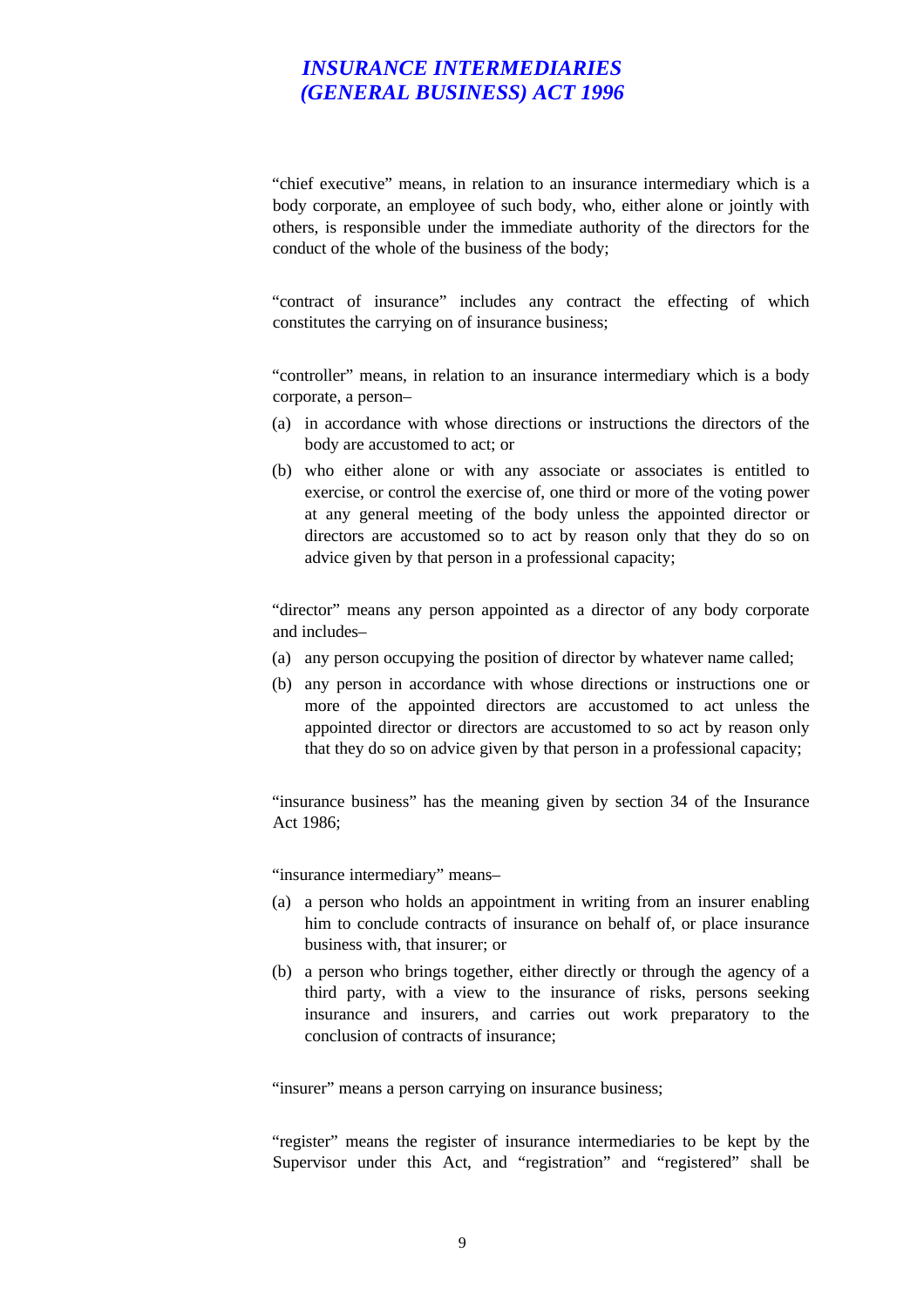"chief executive" means, in relation to an insurance intermediary which is a body corporate, an employee of such body, who, either alone or jointly with others, is responsible under the immediate authority of the directors for the conduct of the whole of the business of the body;

"contract of insurance" includes any contract the effecting of which constitutes the carrying on of insurance business;

"controller" means, in relation to an insurance intermediary which is a body corporate, a person–

(a) in accordance with whose directions or instructions the directors of the body are accustomed to act; or

(b) who either alone or with any associate or associates is entitled to exercise, or control the exercise of, one third or more of the voting power at any general meeting of the body unless the appointed director or directors are accustomed so to act by reason only that they do so on advice given by that person in a professional capacity;

"director" means any person appointed as a director of any body corporate and includes–

(a) any person occupying the position of director by whatever name called;

(b) any person in accordance with whose directions or instructions one or more of the appointed directors are accustomed to act unless the appointed director or directors are accustomed to so act by reason only that they do so on advice given by that person in a professional capacity;

"insurance business" has the meaning given by section 34 of the Insurance Act 1986;

"insurance intermediary" means–

(a) a person who holds an appointment in writing from an insurer enabling him to conclude contracts of insurance on behalf of, or place insurance business with, that insurer; or

(b) a person who brings together, either directly or through the agency of a third party, with a view to the insurance of risks, persons seeking insurance and insurers, and carries out work preparatory to the conclusion of contracts of insurance;

"insurer" means a person carrying on insurance business;

"register" means the register of insurance intermediaries to be kept by the Supervisor under this Act, and "registration" and "registered" shall be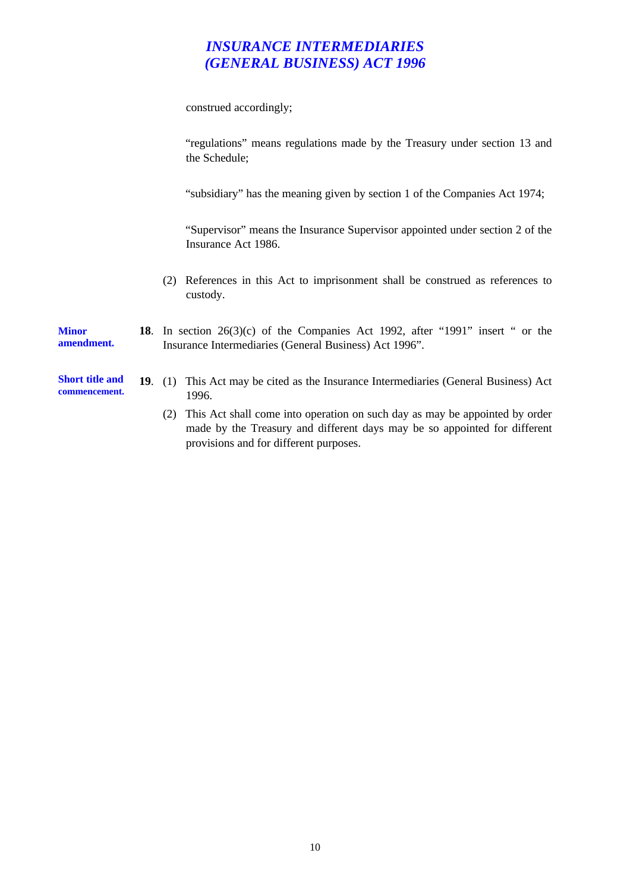construed accordingly;

"regulations" means regulations made by the Treasury under section 13 and the Schedule;

"subsidiary" has the meaning given by section 1 of the Companies Act 1974;

"Supervisor" means the Insurance Supervisor appointed under section 2 of the Insurance Act 1986.

(2) References in this Act to imprisonment shall be construed as references to custody.

**Minor amendment.**

**18**. In section 26(3)(c) of the Companies Act 1992, after "1991" insert " or the Insurance Intermediaries (General Business) Act 1996".

**Short title and commencement.**

**19**. (1) This Act may be cited as the Insurance Intermediaries (General Business) Act 1996.

(2) This Act shall come into operation on such day as may be appointed by order made by the Treasury and different days may be so appointed for different provisions and for different purposes.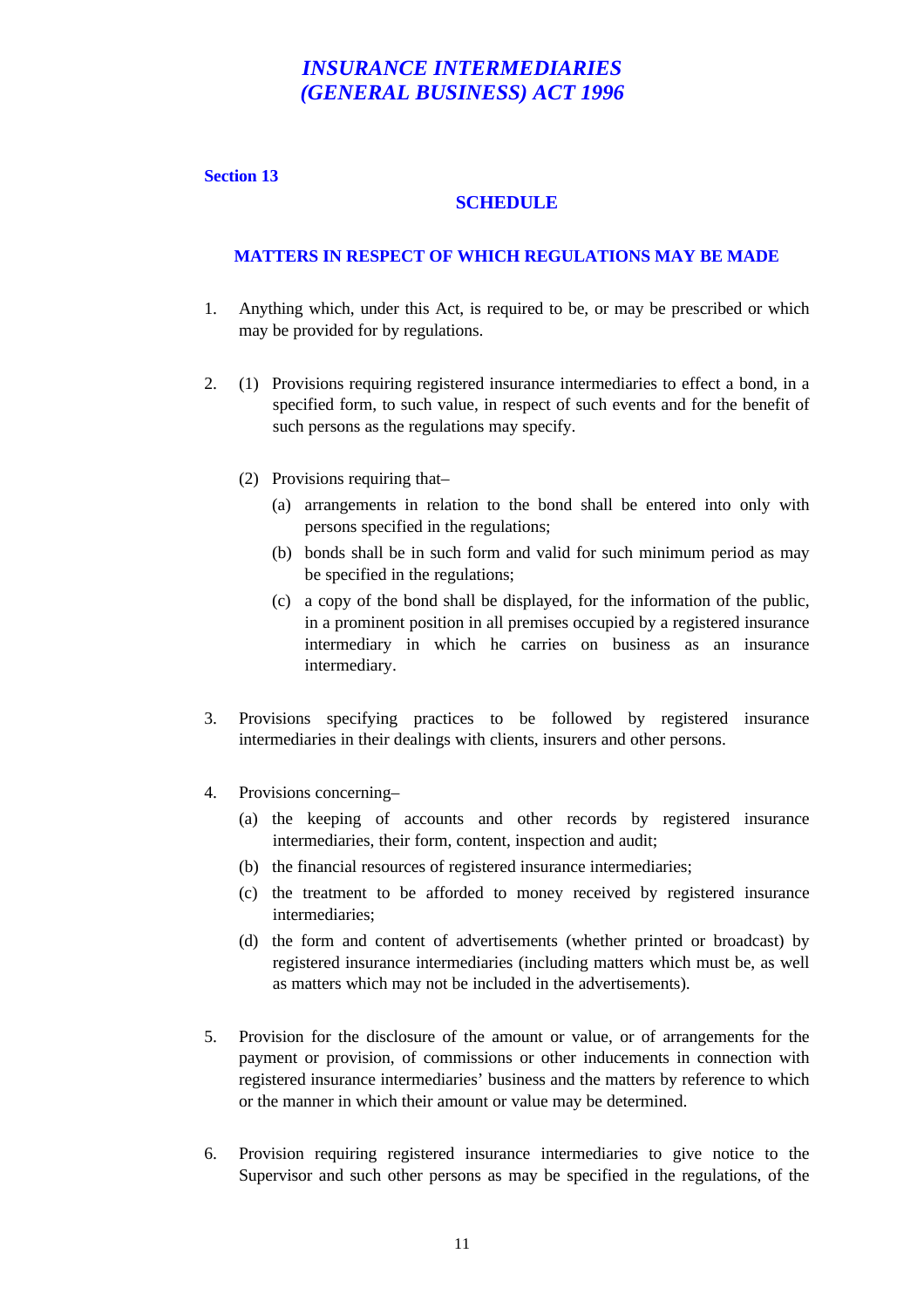# *INSURANCE INTERMEDIARIES (GENERAL BUSINESS) ACT 1996*

**Section 13**

## SCHEDULE

### MATTERS IN RESPECT OF WHICH REGULATIONS MAY BE MADE

1. Anything which, under this Act, is required to be, or may be prescribed or which may be provided for by regulations.

2. (1) Provisions requiring registered insurance intermediaries to effect a bond, in a specified form, to such value, in respect of such events and for the benefit of such persons as the regulations may specify.

   (2) Provisions requiring that–
   
   (a) arrangements in relation to the bond shall be entered into only with persons specified in the regulations;
   
   (b) bonds shall be in such form and valid for such minimum period as may be specified in the regulations;
   
   (c) a copy of the bond shall be displayed, for the information of the public, in a prominent position in all premises occupied by a registered insurance intermediary in which he carries on business as an insurance intermediary.

3. Provisions specifying practices to be followed by registered insurance intermediaries in their dealings with clients, insurers and other persons.

4. Provisions concerning–
   
   (a) the keeping of accounts and other records by registered insurance intermediaries, their form, content, inspection and audit;
   
   (b) the financial resources of registered insurance intermediaries;
   
   (c) the treatment to be afforded to money received by registered insurance intermediaries;
   
   (d) the form and content of advertisements (whether printed or broadcast) by registered insurance intermediaries (including matters which must be, as well as matters which may not be included in the advertisements).

5. Provision for the disclosure of the amount or value, or of arrangements for the payment or provision, of commissions or other inducements in connection with registered insurance intermediaries' business and the matters by reference to which or the manner in which their amount or value may be determined.

6. Provision requiring registered insurance intermediaries to give notice to the Supervisor and such other persons as may be specified in the regulations, of the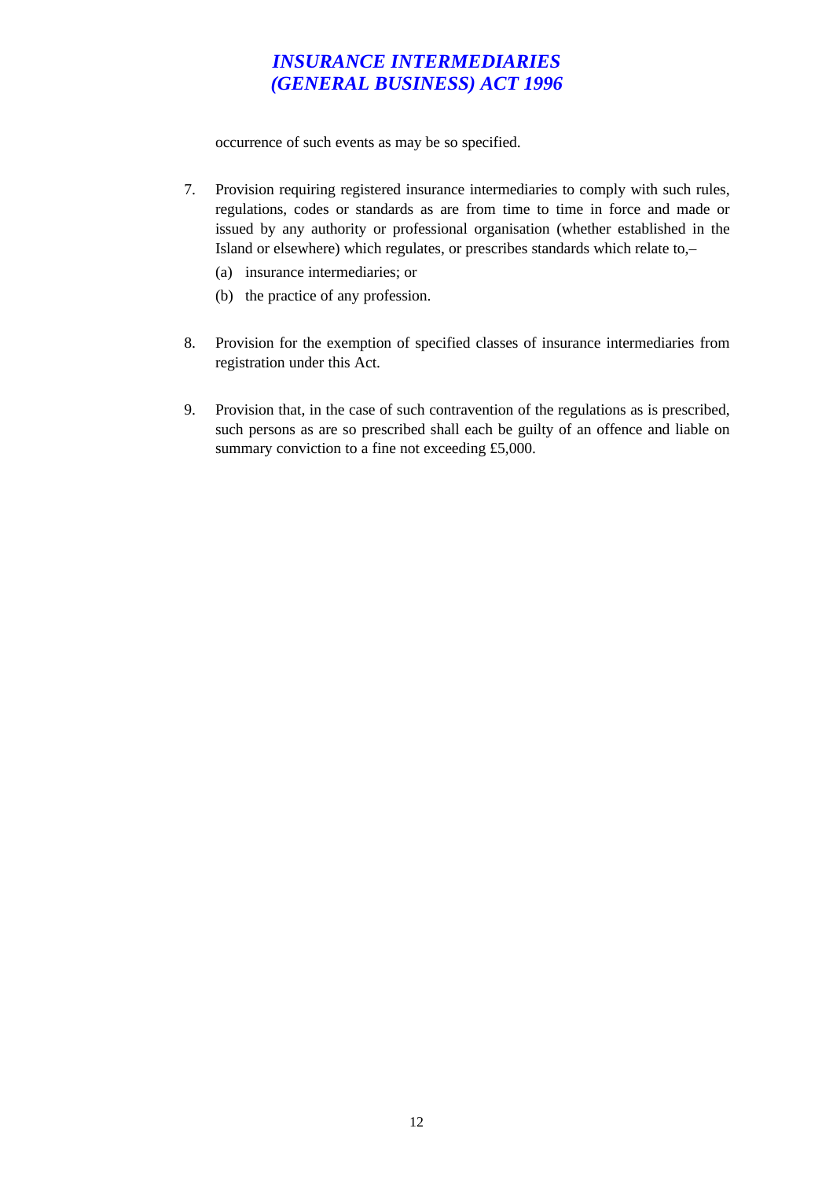occurrence of such events as may be so specified.

7. Provision requiring registered insurance intermediaries to comply with such rules, regulations, codes or standards as are from time to time in force and made or issued by any authority or professional organisation (whether established in the Island or elsewhere) which regulates, or prescribes standards which relate to,–

   (a) insurance intermediaries; or

   (b) the practice of any profession.

8. Provision for the exemption of specified classes of insurance intermediaries from registration under this Act.

9. Provision that, in the case of such contravention of the regulations as is prescribed, such persons as are so prescribed shall each be guilty of an offence and liable on summary conviction to a fine not exceeding £5,000.